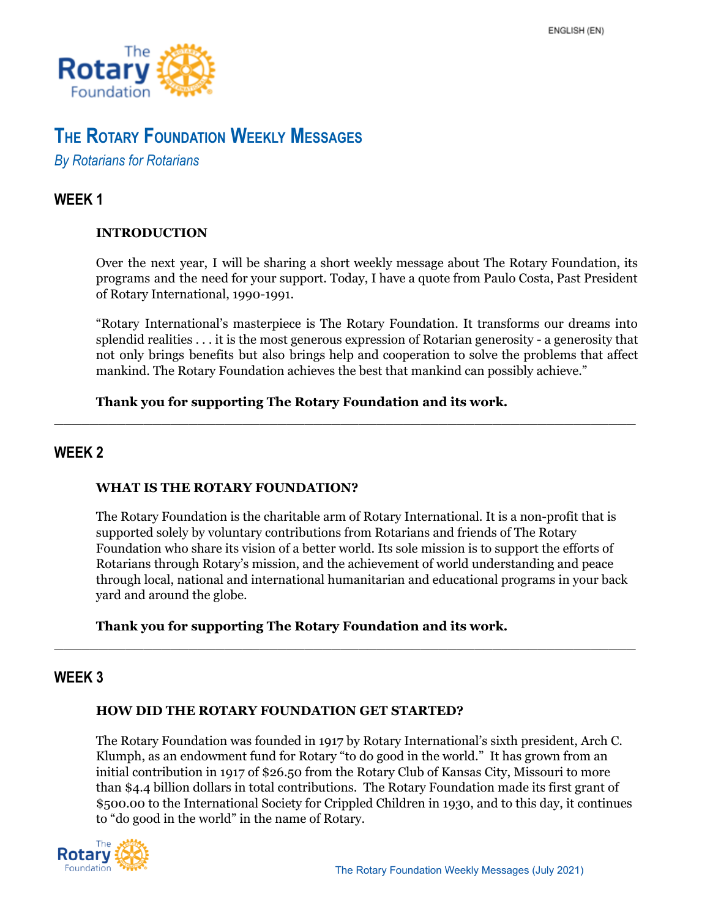ENGLISH (EN)

# The Rotary Foundation Weekly Messages

*By Rotarians for Rotarians*

## WEEK 1

### INTRODUCTION

Over the next year, I will be sharing a short weekly message about The Rotary Foundation, its programs and the need for your support. Today, I have a quote from Paulo Costa, Past President of Rotary International, 1990-1991.

"Rotary International's masterpiece is The Rotary Foundation. It transforms our dreams into splendid realities . . . it is the most generous expression of Rotarian generosity - a generosity that not only brings benefits but also brings help and cooperation to solve the problems that affect mankind. The Rotary Foundation achieves the best that mankind can possibly achieve."

**Thank you for supporting The Rotary Foundation and its work.**

---

## WEEK 2

### WHAT IS THE ROTARY FOUNDATION?

The Rotary Foundation is the charitable arm of Rotary International. It is a non-profit that is supported solely by voluntary contributions from Rotarians and friends of The Rotary Foundation who share its vision of a better world. Its sole mission is to support the efforts of Rotarians through Rotary's mission, and the achievement of world understanding and peace through local, national and international humanitarian and educational programs in your back yard and around the globe.

**Thank you for supporting The Rotary Foundation and its work.**

---

## WEEK 3

### HOW DID THE ROTARY FOUNDATION GET STARTED?

The Rotary Foundation was founded in 1917 by Rotary International's sixth president, Arch C. Klumph, as an endowment fund for Rotary "to do good in the world." It has grown from an initial contribution in 1917 of $26.50 from the Rotary Club of Kansas City, Missouri to more than $4.4 billion dollars in total contributions. The Rotary Foundation made its first grant of $500.00 to the International Society for Crippled Children in 1930, and to this day, it continues to "do good in the world" in the name of Rotary.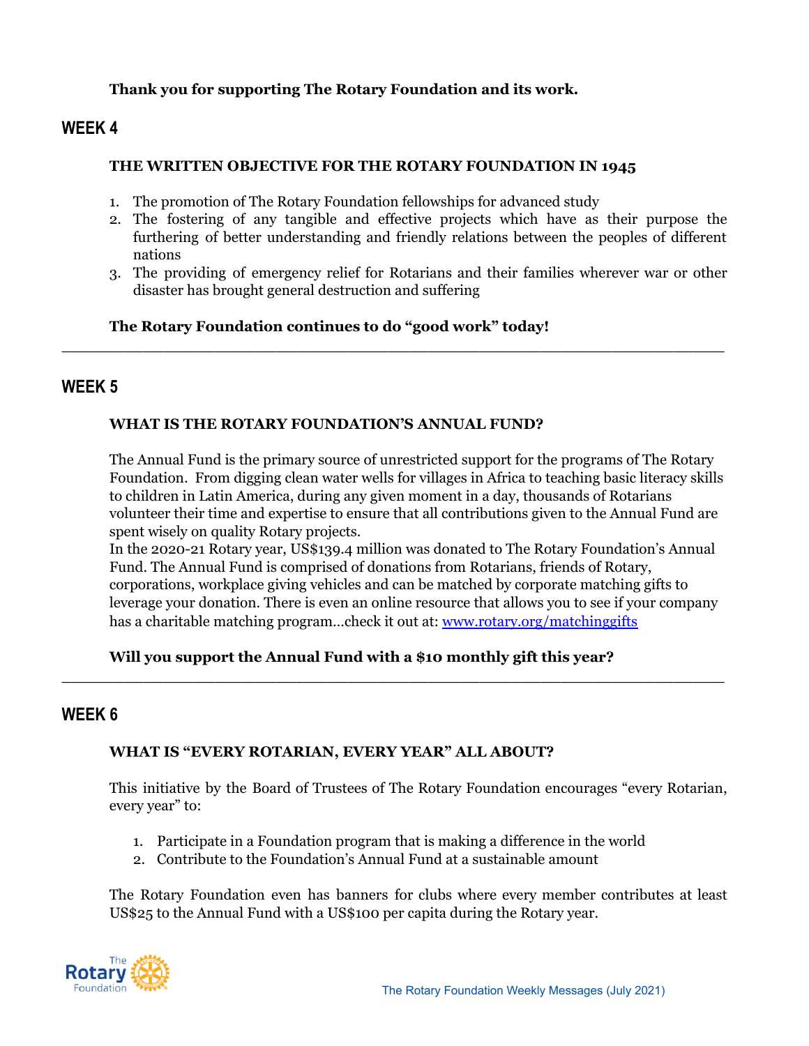**Thank you for supporting The Rotary Foundation and its work.**

## WEEK 4

### THE WRITTEN OBJECTIVE FOR THE ROTARY FOUNDATION IN 1945

1. The promotion of The Rotary Foundation fellowships for advanced study
2. The fostering of any tangible and effective projects which have as their purpose the furthering of better understanding and friendly relations between the peoples of different nations
3. The providing of emergency relief for Rotarians and their families wherever war or other disaster has brought general destruction and suffering

**The Rotary Foundation continues to do “good work” today!**

---

## WEEK 5

### WHAT IS THE ROTARY FOUNDATION’S ANNUAL FUND?

The Annual Fund is the primary source of unrestricted support for the programs of The Rotary Foundation. From digging clean water wells for villages in Africa to teaching basic literacy skills to children in Latin America, during any given moment in a day, thousands of Rotarians volunteer their time and expertise to ensure that all contributions given to the Annual Fund are spent wisely on quality Rotary projects.
In the 2020-21 Rotary year, US$139.4 million was donated to The Rotary Foundation’s Annual Fund. The Annual Fund is comprised of donations from Rotarians, friends of Rotary, corporations, workplace giving vehicles and can be matched by corporate matching gifts to leverage your donation. There is even an online resource that allows you to see if your company has a charitable matching program…check it out at: [www.rotary.org/matchinggifts](www.rotary.org/matchinggifts)

**Will you support the Annual Fund with a $10 monthly gift this year?**

---

## WEEK 6

### WHAT IS “EVERY ROTARIAN, EVERY YEAR” ALL ABOUT?

This initiative by the Board of Trustees of The Rotary Foundation encourages “every Rotarian, every year” to:

1. Participate in a Foundation program that is making a difference in the world
2. Contribute to the Foundation’s Annual Fund at a sustainable amount

The Rotary Foundation even has banners for clubs where every member contributes at least US$25 to the Annual Fund with a US$100 per capita during the Rotary year.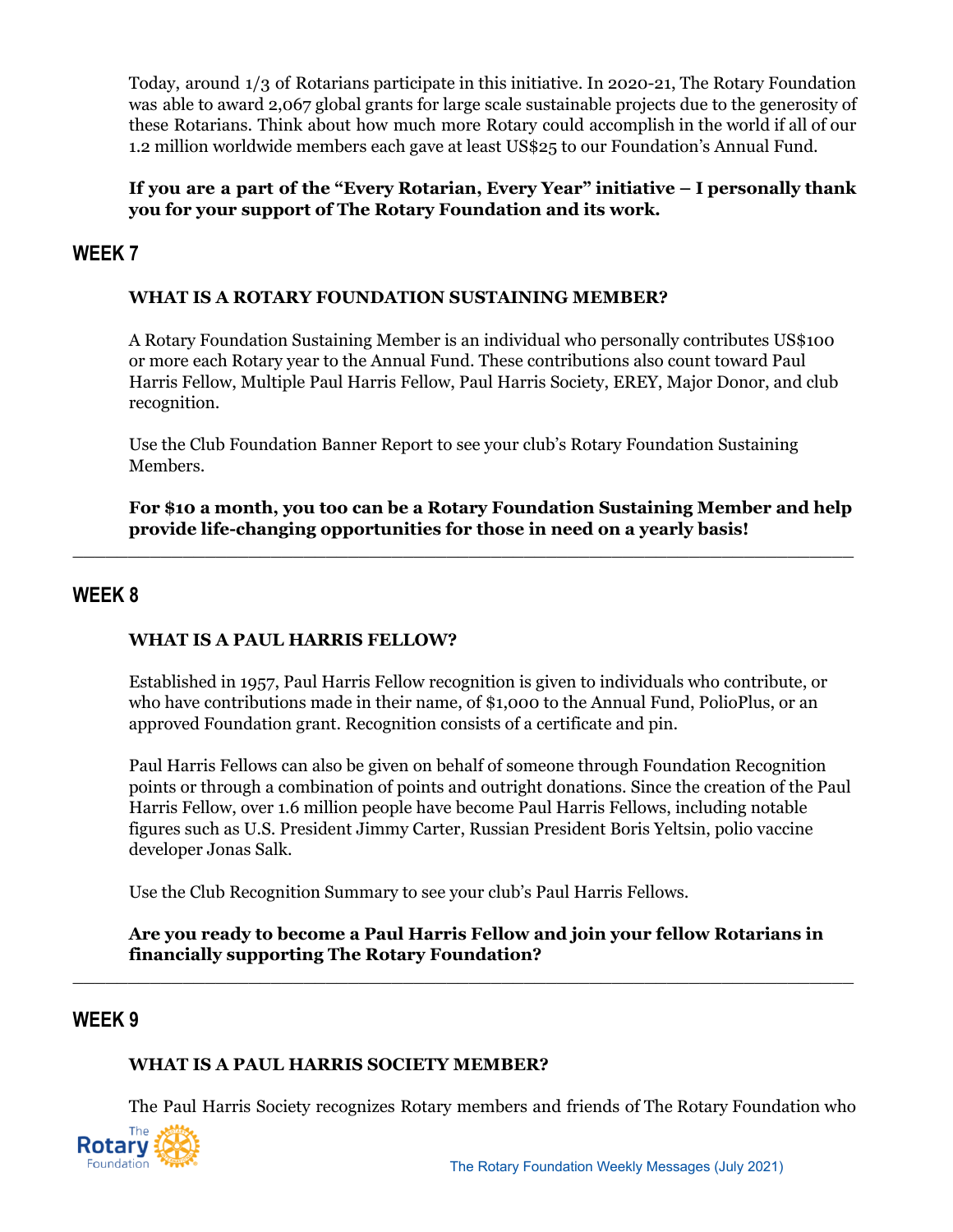Today, around 1/3 of Rotarians participate in this initiative. In 2020-21, The Rotary Foundation was able to award 2,067 global grants for large scale sustainable projects due to the generosity of these Rotarians. Think about how much more Rotary could accomplish in the world if all of our 1.2 million worldwide members each gave at least US$25 to our Foundation's Annual Fund.

**If you are a part of the "Every Rotarian, Every Year" initiative – I personally thank you for your support of The Rotary Foundation and its work.**

## WEEK 7

### WHAT IS A ROTARY FOUNDATION SUSTAINING MEMBER?

A Rotary Foundation Sustaining Member is an individual who personally contributes US$100 or more each Rotary year to the Annual Fund. These contributions also count toward Paul Harris Fellow, Multiple Paul Harris Fellow, Paul Harris Society, EREY, Major Donor, and club recognition.

Use the Club Foundation Banner Report to see your club's Rotary Foundation Sustaining Members.

**For $10 a month, you too can be a Rotary Foundation Sustaining Member and help provide life-changing opportunities for those in need on a yearly basis!**

---

## WEEK 8

### WHAT IS A PAUL HARRIS FELLOW?

Established in 1957, Paul Harris Fellow recognition is given to individuals who contribute, or who have contributions made in their name, of $1,000 to the Annual Fund, PolioPlus, or an approved Foundation grant. Recognition consists of a certificate and pin.

Paul Harris Fellows can also be given on behalf of someone through Foundation Recognition points or through a combination of points and outright donations. Since the creation of the Paul Harris Fellow, over 1.6 million people have become Paul Harris Fellows, including notable figures such as U.S. President Jimmy Carter, Russian President Boris Yeltsin, polio vaccine developer Jonas Salk.

Use the Club Recognition Summary to see your club's Paul Harris Fellows.

**Are you ready to become a Paul Harris Fellow and join your fellow Rotarians in financially supporting The Rotary Foundation?**

---

## WEEK 9

### WHAT IS A PAUL HARRIS SOCIETY MEMBER?

The Paul Harris Society recognizes Rotary members and friends of The Rotary Foundation who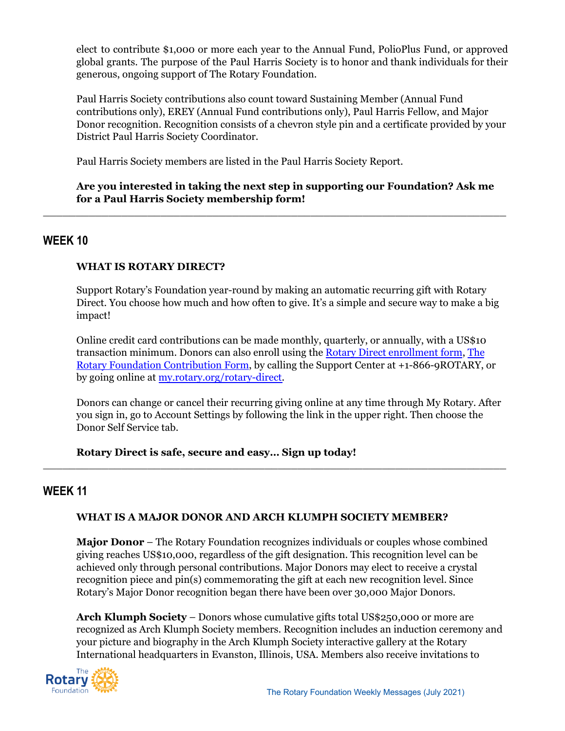elect to contribute $1,000 or more each year to the Annual Fund, PolioPlus Fund, or approved global grants. The purpose of the Paul Harris Society is to honor and thank individuals for their generous, ongoing support of The Rotary Foundation.

Paul Harris Society contributions also count toward Sustaining Member (Annual Fund contributions only), EREY (Annual Fund contributions only), Paul Harris Fellow, and Major Donor recognition. Recognition consists of a chevron style pin and a certificate provided by your District Paul Harris Society Coordinator.

Paul Harris Society members are listed in the Paul Harris Society Report.

**Are you interested in taking the next step in supporting our Foundation? Ask me for a Paul Harris Society membership form!**

---

## WEEK 10

**WHAT IS ROTARY DIRECT?**

Support Rotary's Foundation year-round by making an automatic recurring gift with Rotary Direct. You choose how much and how often to give. It's a simple and secure way to make a big impact!

Online credit card contributions can be made monthly, quarterly, or annually, with a US$10 transaction minimum. Donors can also enroll using the Rotary Direct enrollment form, The Rotary Foundation Contribution Form, by calling the Support Center at +1-866-9ROTARY, or by going online at my.rotary.org/rotary-direct.

Donors can change or cancel their recurring giving online at any time through My Rotary. After you sign in, go to Account Settings by following the link in the upper right. Then choose the Donor Self Service tab.

**Rotary Direct is safe, secure and easy… Sign up today!**

---

## WEEK 11

**WHAT IS A MAJOR DONOR AND ARCH KLUMPH SOCIETY MEMBER?**

**Major Donor** – The Rotary Foundation recognizes individuals or couples whose combined giving reaches US$10,000, regardless of the gift designation. This recognition level can be achieved only through personal contributions. Major Donors may elect to receive a crystal recognition piece and pin(s) commemorating the gift at each new recognition level. Since Rotary's Major Donor recognition began there have been over 30,000 Major Donors.

**Arch Klumph Society** – Donors whose cumulative gifts total US$250,000 or more are recognized as Arch Klumph Society members. Recognition includes an induction ceremony and your picture and biography in the Arch Klumph Society interactive gallery at the Rotary International headquarters in Evanston, Illinois, USA. Members also receive invitations to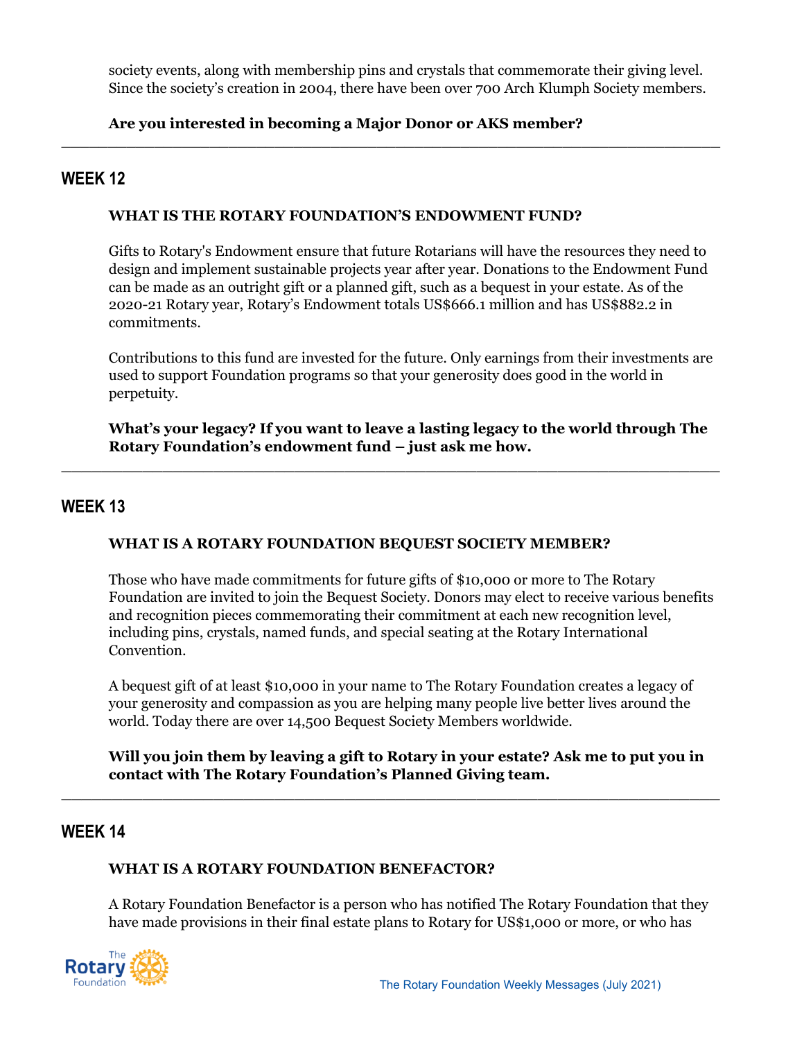society events, along with membership pins and crystals that commemorate their giving level. Since the society's creation in 2004, there have been over 700 Arch Klumph Society members.

**Are you interested in becoming a Major Donor or AKS member?**

---

## WEEK 12

**WHAT IS THE ROTARY FOUNDATION'S ENDOWMENT FUND?**

Gifts to Rotary's Endowment ensure that future Rotarians will have the resources they need to design and implement sustainable projects year after year. Donations to the Endowment Fund can be made as an outright gift or a planned gift, such as a bequest in your estate. As of the 2020-21 Rotary year, Rotary's Endowment totals US$666.1 million and has US$882.2 in commitments.

Contributions to this fund are invested for the future. Only earnings from their investments are used to support Foundation programs so that your generosity does good in the world in perpetuity.

**What's your legacy? If you want to leave a lasting legacy to the world through The Rotary Foundation's endowment fund – just ask me how.**

---

## WEEK 13

**WHAT IS A ROTARY FOUNDATION BEQUEST SOCIETY MEMBER?**

Those who have made commitments for future gifts of $10,000 or more to The Rotary Foundation are invited to join the Bequest Society. Donors may elect to receive various benefits and recognition pieces commemorating their commitment at each new recognition level, including pins, crystals, named funds, and special seating at the Rotary International Convention.

A bequest gift of at least $10,000 in your name to The Rotary Foundation creates a legacy of your generosity and compassion as you are helping many people live better lives around the world. Today there are over 14,500 Bequest Society Members worldwide.

**Will you join them by leaving a gift to Rotary in your estate? Ask me to put you in contact with The Rotary Foundation's Planned Giving team.**

---

## WEEK 14

**WHAT IS A ROTARY FOUNDATION BENEFACTOR?**

A Rotary Foundation Benefactor is a person who has notified The Rotary Foundation that they have made provisions in their final estate plans to Rotary for US$1,000 or more, or who has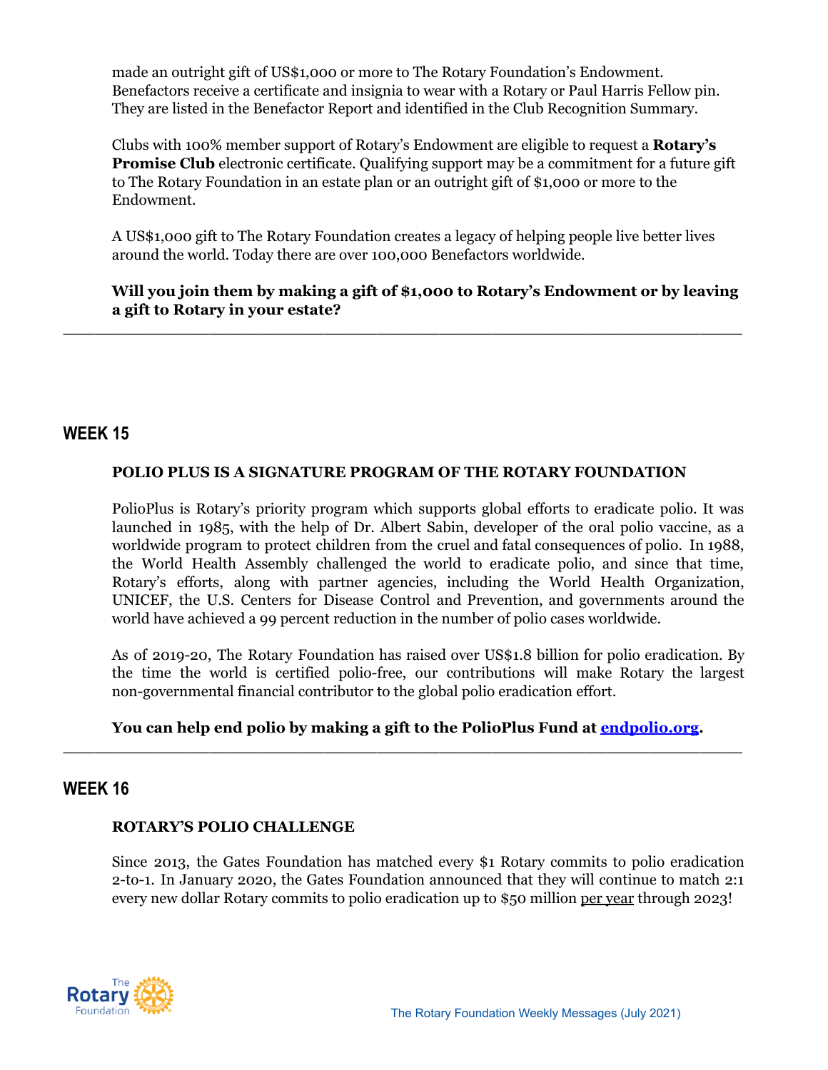made an outright gift of US$1,000 or more to The Rotary Foundation's Endowment. Benefactors receive a certificate and insignia to wear with a Rotary or Paul Harris Fellow pin. They are listed in the Benefactor Report and identified in the Club Recognition Summary.

Clubs with 100% member support of Rotary's Endowment are eligible to request a **Rotary's Promise Club** electronic certificate. Qualifying support may be a commitment for a future gift to The Rotary Foundation in an estate plan or an outright gift of $1,000 or more to the Endowment.

A US$1,000 gift to The Rotary Foundation creates a legacy of helping people live better lives around the world. Today there are over 100,000 Benefactors worldwide.

**Will you join them by making a gift of $1,000 to Rotary's Endowment or by leaving a gift to Rotary in your estate?**

---

## WEEK 15

### POLIO PLUS IS A SIGNATURE PROGRAM OF THE ROTARY FOUNDATION

PolioPlus is Rotary's priority program which supports global efforts to eradicate polio. It was launched in 1985, with the help of Dr. Albert Sabin, developer of the oral polio vaccine, as a worldwide program to protect children from the cruel and fatal consequences of polio. In 1988, the World Health Assembly challenged the world to eradicate polio, and since that time, Rotary's efforts, along with partner agencies, including the World Health Organization, UNICEF, the U.S. Centers for Disease Control and Prevention, and governments around the world have achieved a 99 percent reduction in the number of polio cases worldwide.

As of 2019-20, The Rotary Foundation has raised over US$1.8 billion for polio eradication. By the time the world is certified polio-free, our contributions will make Rotary the largest non-governmental financial contributor to the global polio eradication effort.

**You can help end polio by making a gift to the PolioPlus Fund at [endpolio.org](endpolio.org).**

---

## WEEK 16

### ROTARY'S POLIO CHALLENGE

Since 2013, the Gates Foundation has matched every $1 Rotary commits to polio eradication 2-to-1. In January 2020, the Gates Foundation announced that they will continue to match 2:1 every new dollar Rotary commits to polio eradication up to $50 million per year through 2023!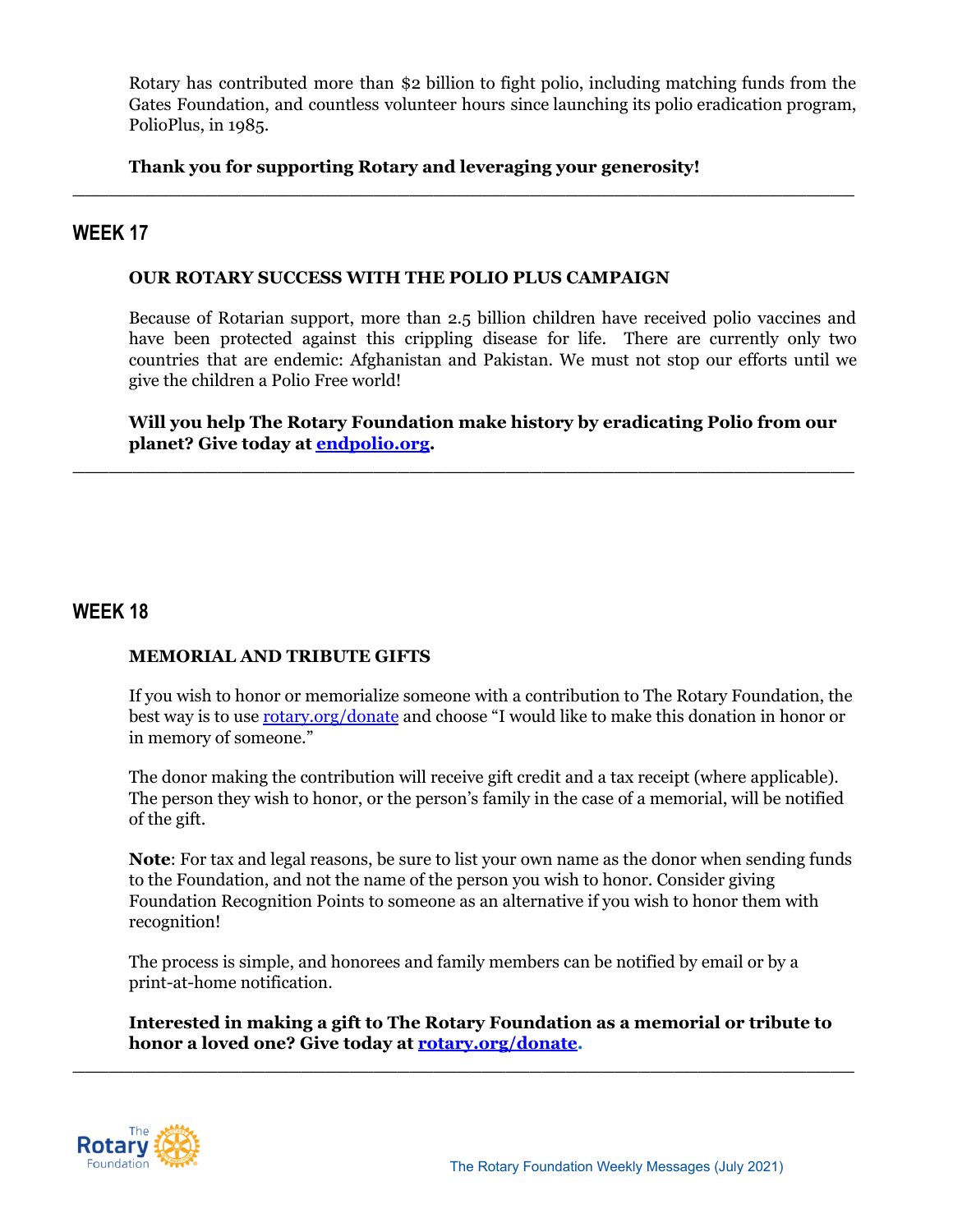Rotary has contributed more than $2 billion to fight polio, including matching funds from the Gates Foundation, and countless volunteer hours since launching its polio eradication program, PolioPlus, in 1985.

**Thank you for supporting Rotary and leveraging your generosity!**

---

## WEEK 17

**OUR ROTARY SUCCESS WITH THE POLIO PLUS CAMPAIGN**

Because of Rotarian support, more than 2.5 billion children have received polio vaccines and have been protected against this crippling disease for life. There are currently only two countries that are endemic: Afghanistan and Pakistan. We must not stop our efforts until we give the children a Polio Free world!

**Will you help The Rotary Foundation make history by eradicating Polio from our planet? Give today at [endpolio.org](endpolio.org).**

---

## WEEK 18

**MEMORIAL AND TRIBUTE GIFTS**

If you wish to honor or memorialize someone with a contribution to The Rotary Foundation, the best way is to use [rotary.org/donate](rotary.org/donate) and choose "I would like to make this donation in honor or in memory of someone."

The donor making the contribution will receive gift credit and a tax receipt (where applicable). The person they wish to honor, or the person's family in the case of a memorial, will be notified of the gift.

**Note**: For tax and legal reasons, be sure to list your own name as the donor when sending funds to the Foundation, and not the name of the person you wish to honor. Consider giving Foundation Recognition Points to someone as an alternative if you wish to honor them with recognition!

The process is simple, and honorees and family members can be notified by email or by a print-at-home notification.

**Interested in making a gift to The Rotary Foundation as a memorial or tribute to honor a loved one? Give today at [rotary.org/donate](rotary.org/donate).**

---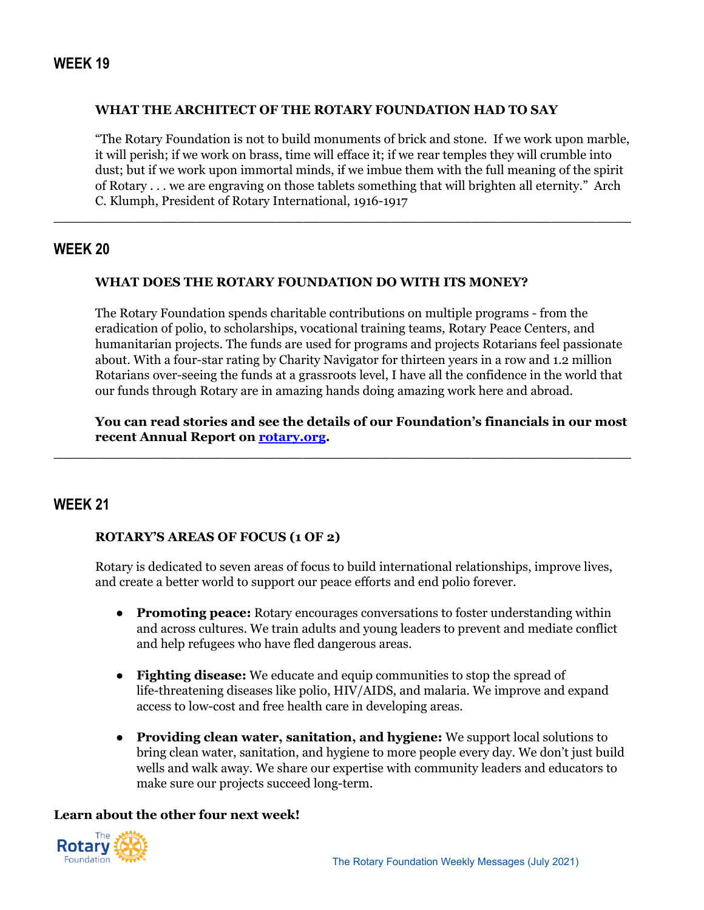## WEEK 19

### WHAT THE ARCHITECT OF THE ROTARY FOUNDATION HAD TO SAY

"The Rotary Foundation is not to build monuments of brick and stone. If we work upon marble, it will perish; if we work on brass, time will efface it; if we rear temples they will crumble into dust; but if we work upon immortal minds, if we imbue them with the full meaning of the spirit of Rotary . . . we are engraving on those tablets something that will brighten all eternity." Arch C. Klumph, President of Rotary International, 1916-1917

---

## WEEK 20

### WHAT DOES THE ROTARY FOUNDATION DO WITH ITS MONEY?

The Rotary Foundation spends charitable contributions on multiple programs - from the eradication of polio, to scholarships, vocational training teams, Rotary Peace Centers, and humanitarian projects. The funds are used for programs and projects Rotarians feel passionate about. With a four-star rating by Charity Navigator for thirteen years in a row and 1.2 million Rotarians over-seeing the funds at a grassroots level, I have all the confidence in the world that our funds through Rotary are in amazing hands doing amazing work here and abroad.

**You can read stories and see the details of our Foundation's financials in our most recent Annual Report on [rotary.org](rotary.org).**

---

## WEEK 21

### ROTARY'S AREAS OF FOCUS (1 OF 2)

Rotary is dedicated to seven areas of focus to build international relationships, improve lives, and create a better world to support our peace efforts and end polio forever.

- **Promoting peace:** Rotary encourages conversations to foster understanding within and across cultures. We train adults and young leaders to prevent and mediate conflict and help refugees who have fled dangerous areas.
- **Fighting disease:** We educate and equip communities to stop the spread of life-threatening diseases like polio, HIV/AIDS, and malaria. We improve and expand access to low-cost and free health care in developing areas.
- **Providing clean water, sanitation, and hygiene:** We support local solutions to bring clean water, sanitation, and hygiene to more people every day. We don't just build wells and walk away. We share our expertise with community leaders and educators to make sure our projects succeed long-term.

**Learn about the other four next week!**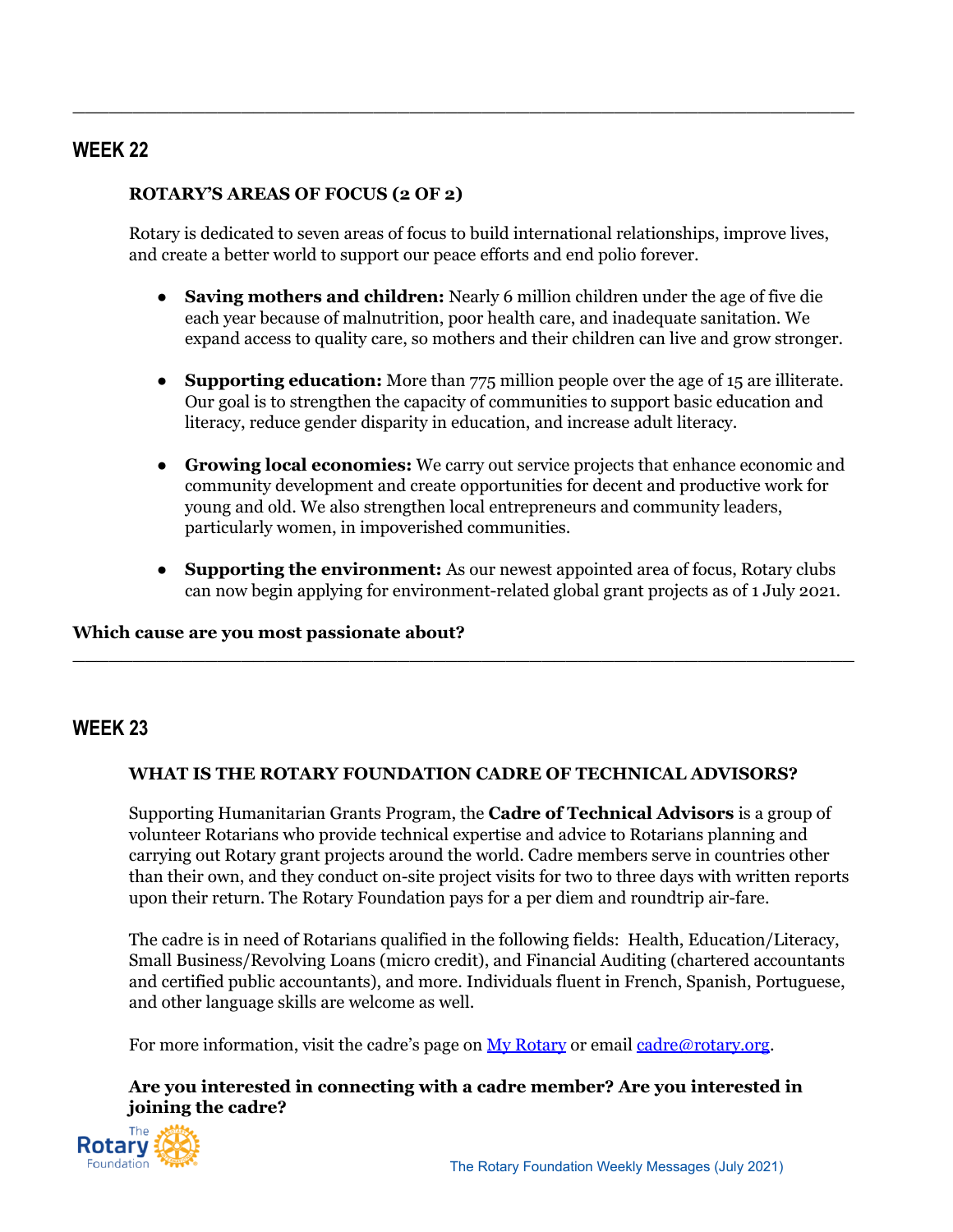---

## WEEK 22

### ROTARY'S AREAS OF FOCUS (2 OF 2)

Rotary is dedicated to seven areas of focus to build international relationships, improve lives, and create a better world to support our peace efforts and end polio forever.

- **Saving mothers and children:** Nearly 6 million children under the age of five die each year because of malnutrition, poor health care, and inadequate sanitation. We expand access to quality care, so mothers and their children can live and grow stronger.

- **Supporting education:** More than 775 million people over the age of 15 are illiterate. Our goal is to strengthen the capacity of communities to support basic education and literacy, reduce gender disparity in education, and increase adult literacy.

- **Growing local economies:** We carry out service projects that enhance economic and community development and create opportunities for decent and productive work for young and old. We also strengthen local entrepreneurs and community leaders, particularly women, in impoverished communities.

- **Supporting the environment:** As our newest appointed area of focus, Rotary clubs can now begin applying for environment-related global grant projects as of 1 July 2021.

**Which cause are you most passionate about?**

---

## WEEK 23

### WHAT IS THE ROTARY FOUNDATION CADRE OF TECHNICAL ADVISORS?

Supporting Humanitarian Grants Program, the **Cadre of Technical Advisors** is a group of volunteer Rotarians who provide technical expertise and advice to Rotarians planning and carrying out Rotary grant projects around the world. Cadre members serve in countries other than their own, and they conduct on-site project visits for two to three days with written reports upon their return. The Rotary Foundation pays for a per diem and roundtrip air-fare.

The cadre is in need of Rotarians qualified in the following fields: Health, Education/Literacy, Small Business/Revolving Loans (micro credit), and Financial Auditing (chartered accountants and certified public accountants), and more. Individuals fluent in French, Spanish, Portuguese, and other language skills are welcome as well.

For more information, visit the cadre's page on [My Rotary](#) or email [cadre@rotary.org](mailto:cadre@rotary.org).

**Are you interested in connecting with a cadre member? Are you interested in joining the cadre?**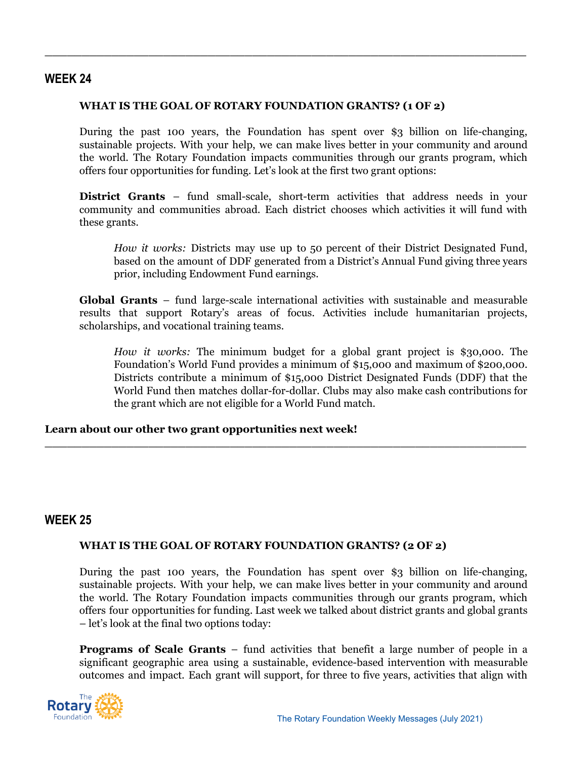---

## WEEK 24

### WHAT IS THE GOAL OF ROTARY FOUNDATION GRANTS? (1 OF 2)

During the past 100 years, the Foundation has spent over $3 billion on life-changing, sustainable projects. With your help, we can make lives better in your community and around the world. The Rotary Foundation impacts communities through our grants program, which offers four opportunities for funding. Let's look at the first two grant options:

**District Grants** – fund small-scale, short-term activities that address needs in your community and communities abroad. Each district chooses which activities it will fund with these grants.

> *How it works:* Districts may use up to 50 percent of their District Designated Fund, based on the amount of DDF generated from a District's Annual Fund giving three years prior, including Endowment Fund earnings.

**Global Grants** – fund large-scale international activities with sustainable and measurable results that support Rotary's areas of focus. Activities include humanitarian projects, scholarships, and vocational training teams.

> *How it works:* The minimum budget for a global grant project is $30,000. The Foundation's World Fund provides a minimum of $15,000 and maximum of $200,000. Districts contribute a minimum of $15,000 District Designated Funds (DDF) that the World Fund then matches dollar-for-dollar. Clubs may also make cash contributions for the grant which are not eligible for a World Fund match.

**Learn about our other two grant opportunities next week!**

---

## WEEK 25

### WHAT IS THE GOAL OF ROTARY FOUNDATION GRANTS? (2 OF 2)

During the past 100 years, the Foundation has spent over $3 billion on life-changing, sustainable projects. With your help, we can make lives better in your community and around the world. The Rotary Foundation impacts communities through our grants program, which offers four opportunities for funding. Last week we talked about district grants and global grants – let's look at the final two options today:

**Programs of Scale Grants** – fund activities that benefit a large number of people in a significant geographic area using a sustainable, evidence-based intervention with measurable outcomes and impact. Each grant will support, for three to five years, activities that align with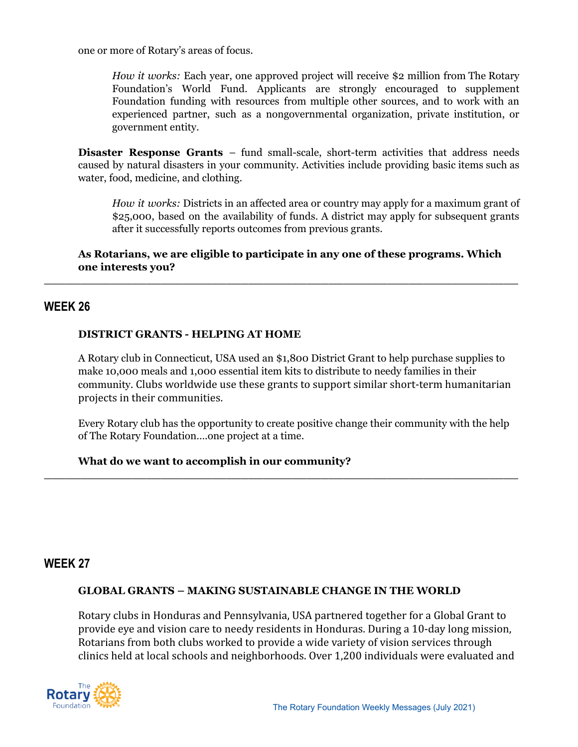one or more of Rotary's areas of focus.

*How it works:* Each year, one approved project will receive $2 million from The Rotary Foundation's World Fund. Applicants are strongly encouraged to supplement Foundation funding with resources from multiple other sources, and to work with an experienced partner, such as a nongovernmental organization, private institution, or government entity.

**Disaster Response Grants** – fund small-scale, short-term activities that address needs caused by natural disasters in your community. Activities include providing basic items such as water, food, medicine, and clothing.

*How it works:* Districts in an affected area or country may apply for a maximum grant of $25,000, based on the availability of funds. A district may apply for subsequent grants after it successfully reports outcomes from previous grants.

**As Rotarians, we are eligible to participate in any one of these programs. Which one interests you?**

---

## WEEK 26

**DISTRICT GRANTS - HELPING AT HOME**

A Rotary club in Connecticut, USA used an $1,800 District Grant to help purchase supplies to make 10,000 meals and 1,000 essential item kits to distribute to needy families in their community. Clubs worldwide use these grants to support similar short-term humanitarian projects in their communities.

Every Rotary club has the opportunity to create positive change their community with the help of The Rotary Foundation….one project at a time.

**What do we want to accomplish in our community?**

---

## WEEK 27

**GLOBAL GRANTS – MAKING SUSTAINABLE CHANGE IN THE WORLD**

Rotary clubs in Honduras and Pennsylvania, USA partnered together for a Global Grant to provide eye and vision care to needy residents in Honduras. During a 10-day long mission, Rotarians from both clubs worked to provide a wide variety of vision services through clinics held at local schools and neighborhoods. Over 1,200 individuals were evaluated and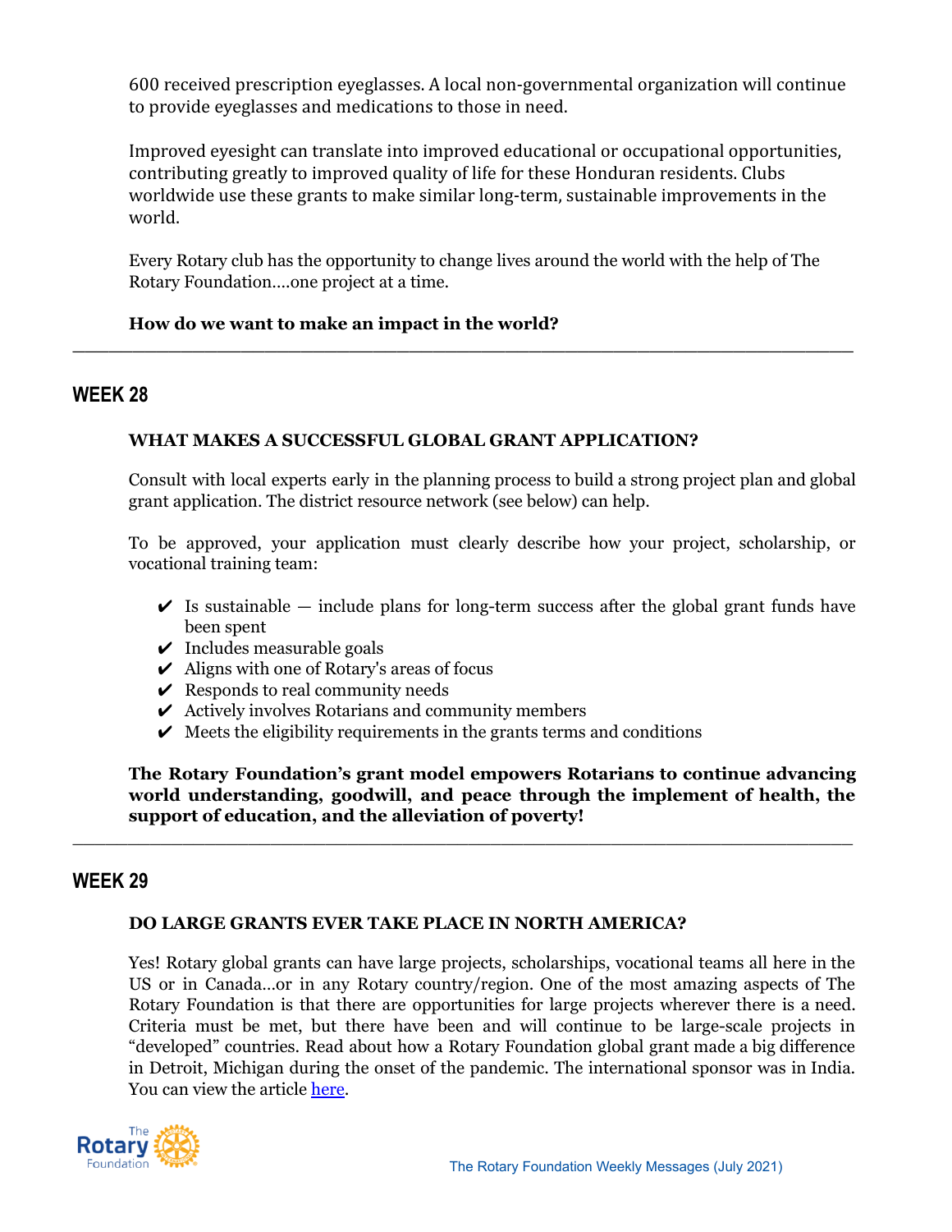600 received prescription eyeglasses. A local non-governmental organization will continue to provide eyeglasses and medications to those in need.

Improved eyesight can translate into improved educational or occupational opportunities, contributing greatly to improved quality of life for these Honduran residents. Clubs worldwide use these grants to make similar long-term, sustainable improvements in the world.

Every Rotary club has the opportunity to change lives around the world with the help of The Rotary Foundation….one project at a time.

**How do we want to make an impact in the world?**

---

## WEEK 28

**WHAT MAKES A SUCCESSFUL GLOBAL GRANT APPLICATION?**

Consult with local experts early in the planning process to build a strong project plan and global grant application. The district resource network (see below) can help.

To be approved, your application must clearly describe how your project, scholarship, or vocational training team:

- ✔ Is sustainable — include plans for long-term success after the global grant funds have been spent
- ✔ Includes measurable goals
- ✔ Aligns with one of Rotary's areas of focus
- ✔ Responds to real community needs
- ✔ Actively involves Rotarians and community members
- ✔ Meets the eligibility requirements in the grants terms and conditions

**The Rotary Foundation's grant model empowers Rotarians to continue advancing world understanding, goodwill, and peace through the implement of health, the support of education, and the alleviation of poverty!**

---

## WEEK 29

**DO LARGE GRANTS EVER TAKE PLACE IN NORTH AMERICA?**

Yes! Rotary global grants can have large projects, scholarships, vocational teams all here in the US or in Canada…or in any Rotary country/region. One of the most amazing aspects of The Rotary Foundation is that there are opportunities for large projects wherever there is a need. Criteria must be met, but there have been and will continue to be large-scale projects in "developed" countries. Read about how a Rotary Foundation global grant made a big difference in Detroit, Michigan during the onset of the pandemic. The international sponsor was in India. You can view the article here.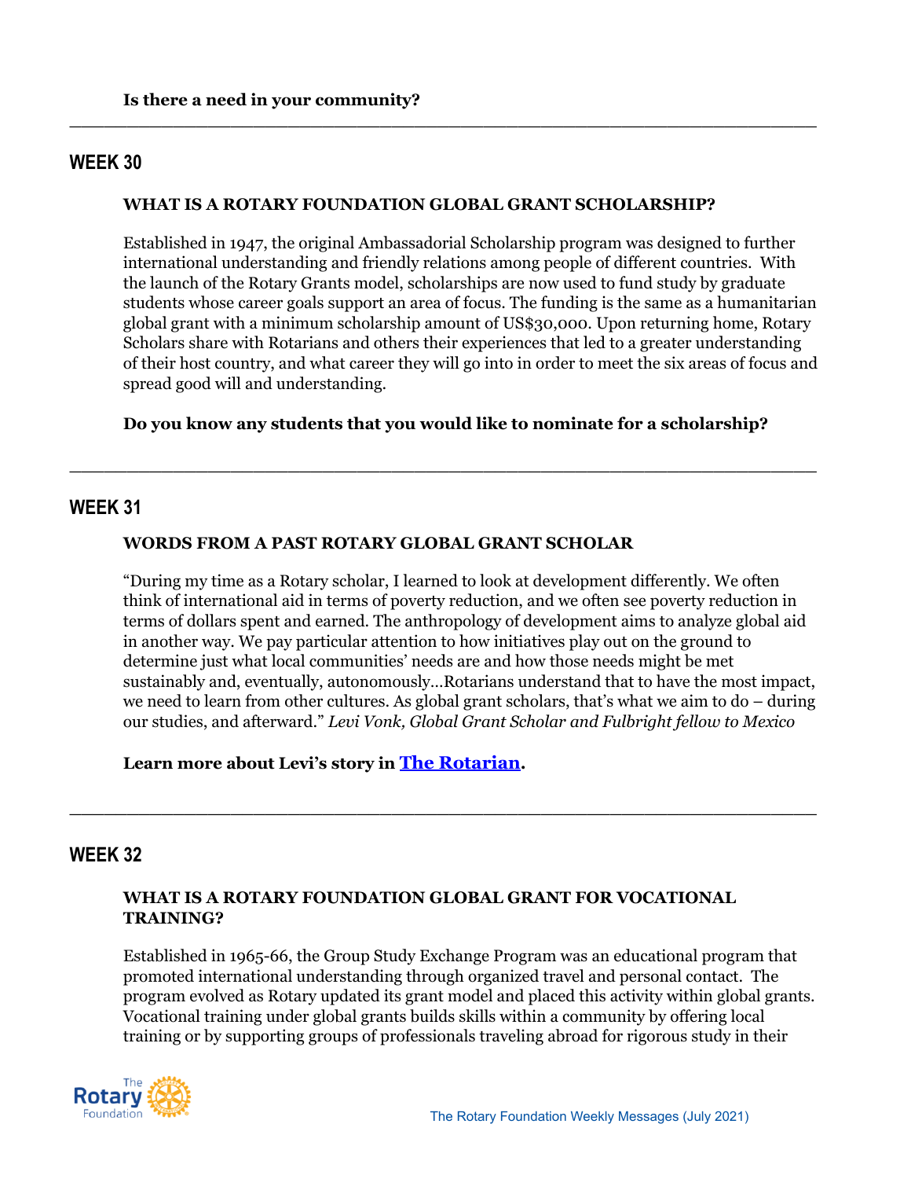**Is there a need in your community?**

---

## WEEK 30

### WHAT IS A ROTARY FOUNDATION GLOBAL GRANT SCHOLARSHIP?

Established in 1947, the original Ambassadorial Scholarship program was designed to further international understanding and friendly relations among people of different countries. With the launch of the Rotary Grants model, scholarships are now used to fund study by graduate students whose career goals support an area of focus. The funding is the same as a humanitarian global grant with a minimum scholarship amount of US$30,000. Upon returning home, Rotary Scholars share with Rotarians and others their experiences that led to a greater understanding of their host country, and what career they will go into in order to meet the six areas of focus and spread good will and understanding.

**Do you know any students that you would like to nominate for a scholarship?**

---

## WEEK 31

### WORDS FROM A PAST ROTARY GLOBAL GRANT SCHOLAR

"During my time as a Rotary scholar, I learned to look at development differently. We often think of international aid in terms of poverty reduction, and we often see poverty reduction in terms of dollars spent and earned. The anthropology of development aims to analyze global aid in another way. We pay particular attention to how initiatives play out on the ground to determine just what local communities' needs are and how those needs might be met sustainably and, eventually, autonomously…Rotarians understand that to have the most impact, we need to learn from other cultures. As global grant scholars, that's what we aim to do – during our studies, and afterward." *Levi Vonk, Global Grant Scholar and Fulbright fellow to Mexico*

**Learn more about Levi's story in [The Rotarian](#).**

---

## WEEK 32

### WHAT IS A ROTARY FOUNDATION GLOBAL GRANT FOR VOCATIONAL TRAINING?

Established in 1965-66, the Group Study Exchange Program was an educational program that promoted international understanding through organized travel and personal contact. The program evolved as Rotary updated its grant model and placed this activity within global grants. Vocational training under global grants builds skills within a community by offering local training or by supporting groups of professionals traveling abroad for rigorous study in their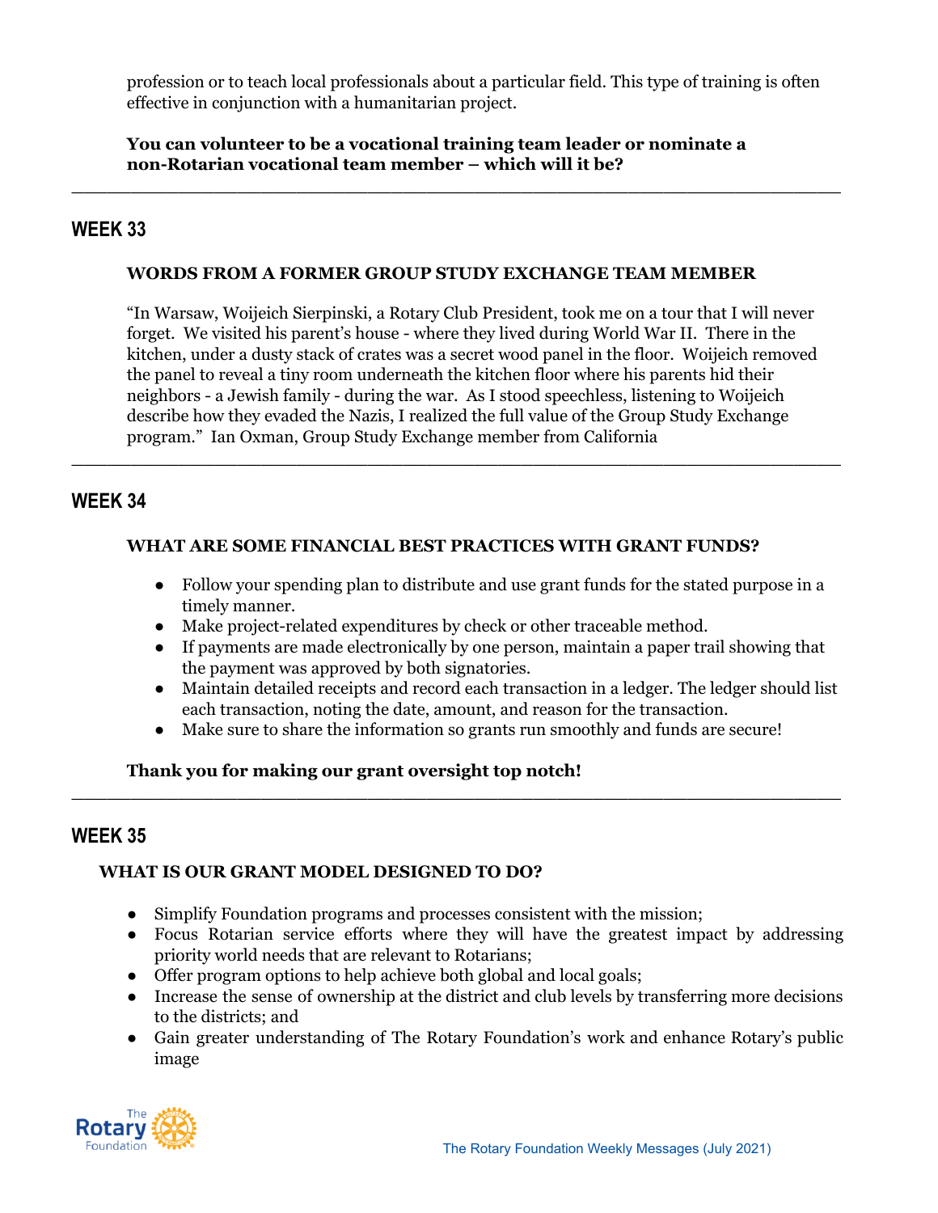profession or to teach local professionals about a particular field. This type of training is often effective in conjunction with a humanitarian project.

**You can volunteer to be a vocational training team leader or nominate a non-Rotarian vocational team member – which will it be?**

---

## WEEK 33

**WORDS FROM A FORMER GROUP STUDY EXCHANGE TEAM MEMBER**

"In Warsaw, Woijeich Sierpinski, a Rotary Club President, took me on a tour that I will never forget. We visited his parent's house - where they lived during World War II. There in the kitchen, under a dusty stack of crates was a secret wood panel in the floor. Woijeich removed the panel to reveal a tiny room underneath the kitchen floor where his parents hid their neighbors - a Jewish family - during the war. As I stood speechless, listening to Woijeich describe how they evaded the Nazis, I realized the full value of the Group Study Exchange program." Ian Oxman, Group Study Exchange member from California

---

## WEEK 34

**WHAT ARE SOME FINANCIAL BEST PRACTICES WITH GRANT FUNDS?**

- Follow your spending plan to distribute and use grant funds for the stated purpose in a timely manner.
- Make project-related expenditures by check or other traceable method.
- If payments are made electronically by one person, maintain a paper trail showing that the payment was approved by both signatories.
- Maintain detailed receipts and record each transaction in a ledger. The ledger should list each transaction, noting the date, amount, and reason for the transaction.
- Make sure to share the information so grants run smoothly and funds are secure!

**Thank you for making our grant oversight top notch!**

---

## WEEK 35

**WHAT IS OUR GRANT MODEL DESIGNED TO DO?**

- Simplify Foundation programs and processes consistent with the mission;
- Focus Rotarian service efforts where they will have the greatest impact by addressing priority world needs that are relevant to Rotarians;
- Offer program options to help achieve both global and local goals;
- Increase the sense of ownership at the district and club levels by transferring more decisions to the districts; and
- Gain greater understanding of The Rotary Foundation's work and enhance Rotary's public image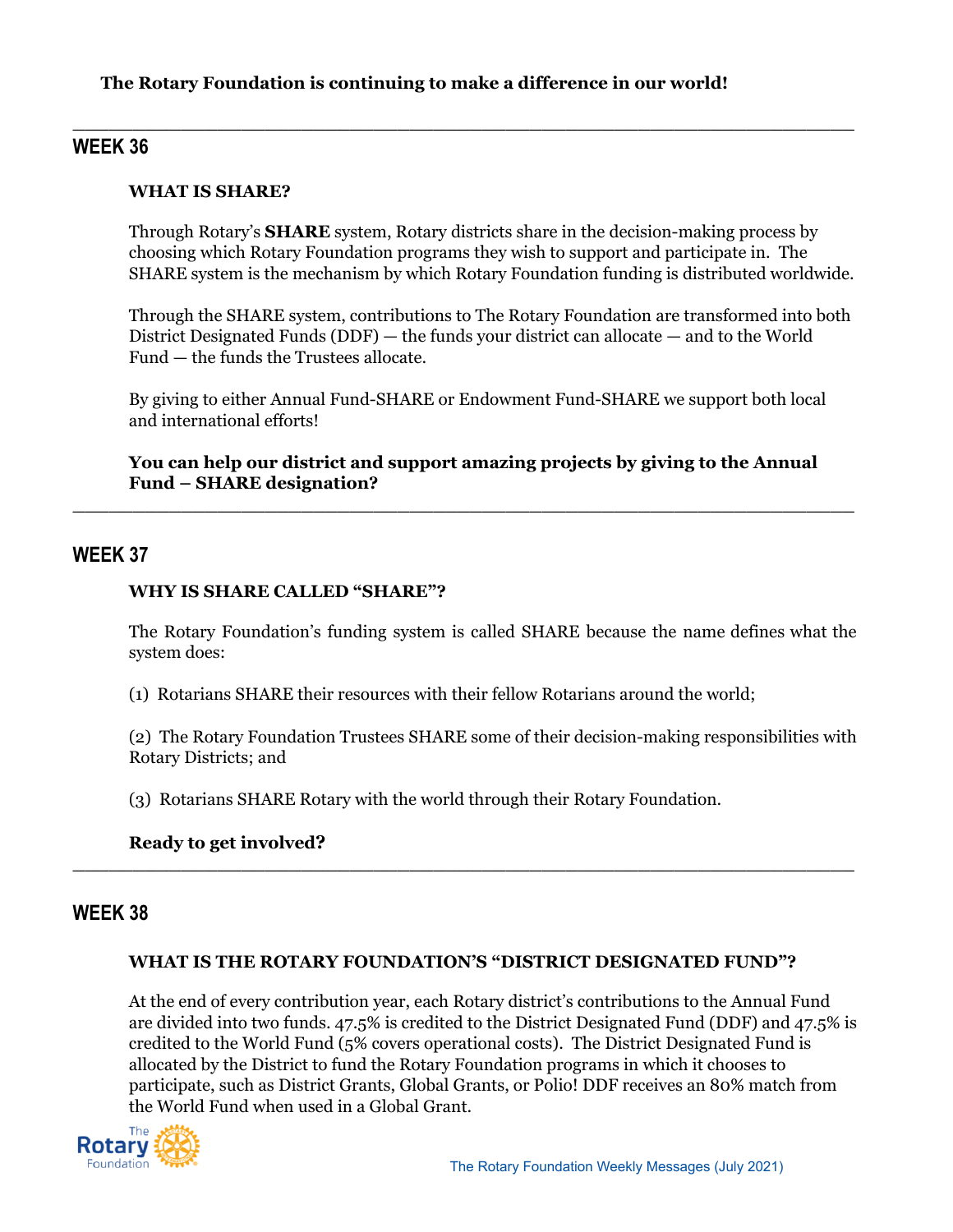**The Rotary Foundation is continuing to make a difference in our world!**

---

## WEEK 36

**WHAT IS SHARE?**

Through Rotary's **SHARE** system, Rotary districts share in the decision-making process by choosing which Rotary Foundation programs they wish to support and participate in. The SHARE system is the mechanism by which Rotary Foundation funding is distributed worldwide.

Through the SHARE system, contributions to The Rotary Foundation are transformed into both District Designated Funds (DDF) — the funds your district can allocate — and to the World Fund — the funds the Trustees allocate.

By giving to either Annual Fund-SHARE or Endowment Fund-SHARE we support both local and international efforts!

**You can help our district and support amazing projects by giving to the Annual Fund – SHARE designation?**

---

## WEEK 37

**WHY IS SHARE CALLED "SHARE"?**

The Rotary Foundation's funding system is called SHARE because the name defines what the system does:

(1) Rotarians SHARE their resources with their fellow Rotarians around the world;

(2) The Rotary Foundation Trustees SHARE some of their decision-making responsibilities with Rotary Districts; and

(3) Rotarians SHARE Rotary with the world through their Rotary Foundation.

**Ready to get involved?**

---

## WEEK 38

**WHAT IS THE ROTARY FOUNDATION'S "DISTRICT DESIGNATED FUND"?**

At the end of every contribution year, each Rotary district's contributions to the Annual Fund are divided into two funds. 47.5% is credited to the District Designated Fund (DDF) and 47.5% is credited to the World Fund (5% covers operational costs). The District Designated Fund is allocated by the District to fund the Rotary Foundation programs in which it chooses to participate, such as District Grants, Global Grants, or Polio! DDF receives an 80% match from the World Fund when used in a Global Grant.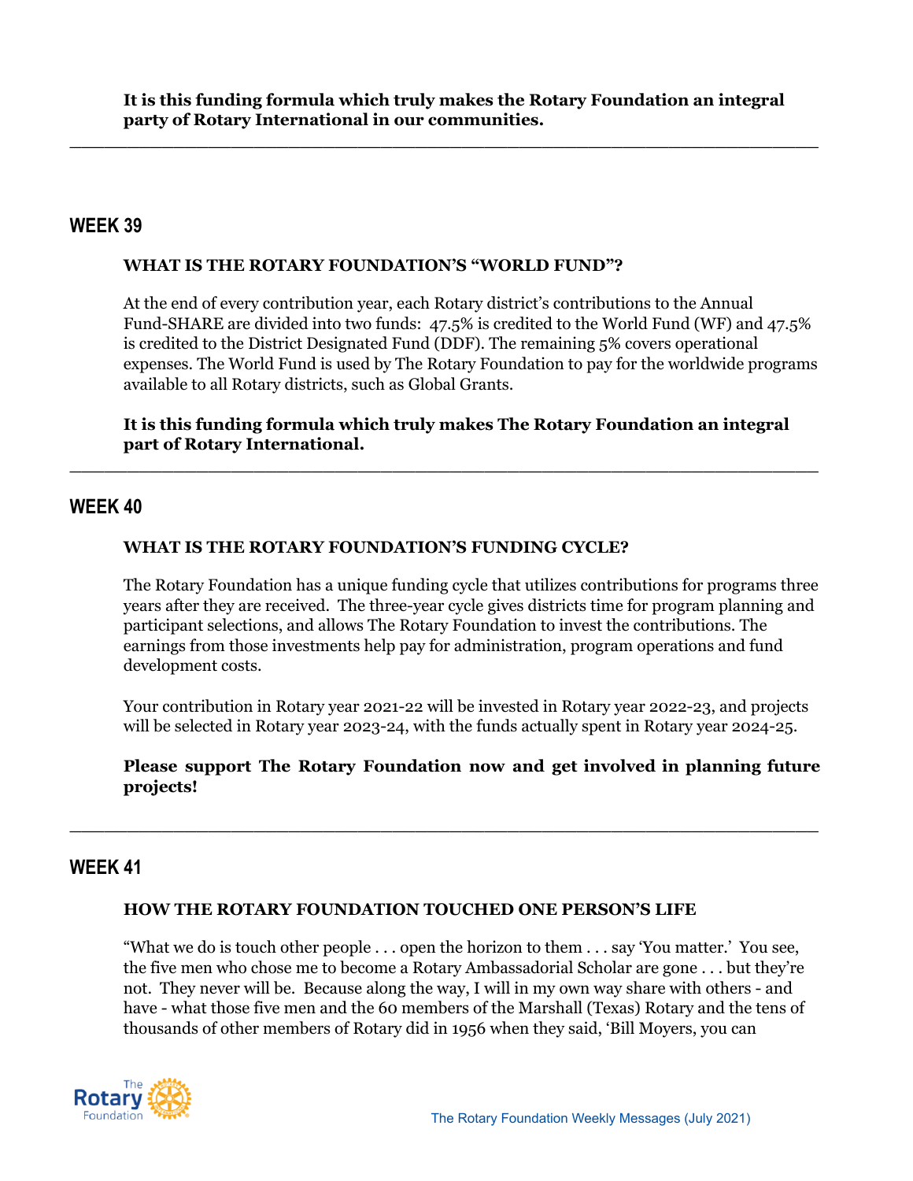**It is this funding formula which truly makes the Rotary Foundation an integral party of Rotary International in our communities.**

---

## WEEK 39

**WHAT IS THE ROTARY FOUNDATION'S "WORLD FUND"?**

At the end of every contribution year, each Rotary district's contributions to the Annual Fund-SHARE are divided into two funds: 47.5% is credited to the World Fund (WF) and 47.5% is credited to the District Designated Fund (DDF). The remaining 5% covers operational expenses. The World Fund is used by The Rotary Foundation to pay for the worldwide programs available to all Rotary districts, such as Global Grants.

**It is this funding formula which truly makes The Rotary Foundation an integral part of Rotary International.**

---

## WEEK 40

**WHAT IS THE ROTARY FOUNDATION'S FUNDING CYCLE?**

The Rotary Foundation has a unique funding cycle that utilizes contributions for programs three years after they are received. The three-year cycle gives districts time for program planning and participant selections, and allows The Rotary Foundation to invest the contributions. The earnings from those investments help pay for administration, program operations and fund development costs.

Your contribution in Rotary year 2021-22 will be invested in Rotary year 2022-23, and projects will be selected in Rotary year 2023-24, with the funds actually spent in Rotary year 2024-25.

**Please support The Rotary Foundation now and get involved in planning future projects!**

---

## WEEK 41

**HOW THE ROTARY FOUNDATION TOUCHED ONE PERSON'S LIFE**

"What we do is touch other people . . . open the horizon to them . . . say 'You matter.' You see, the five men who chose me to become a Rotary Ambassadorial Scholar are gone . . . but they're not. They never will be. Because along the way, I will in my own way share with others - and have - what those five men and the 60 members of the Marshall (Texas) Rotary and the tens of thousands of other members of Rotary did in 1956 when they said, 'Bill Moyers, you can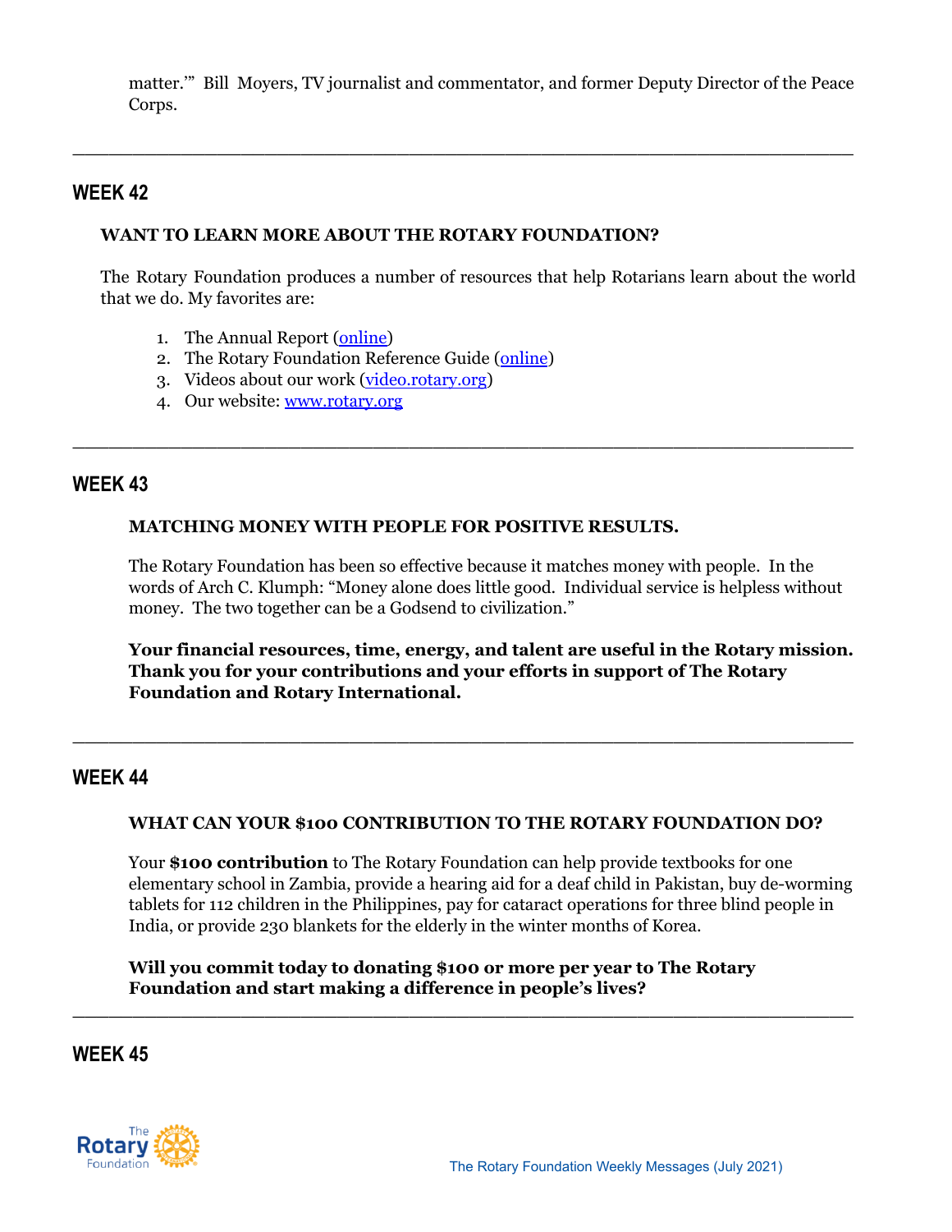matter.'" Bill Moyers, TV journalist and commentator, and former Deputy Director of the Peace Corps.

---

## WEEK 42

### WANT TO LEARN MORE ABOUT THE ROTARY FOUNDATION?

The Rotary Foundation produces a number of resources that help Rotarians learn about the world that we do. My favorites are:

1. The Annual Report (online)
2. The Rotary Foundation Reference Guide (online)
3. Videos about our work (video.rotary.org)
4. Our website: www.rotary.org

---

## WEEK 43

### MATCHING MONEY WITH PEOPLE FOR POSITIVE RESULTS.

The Rotary Foundation has been so effective because it matches money with people. In the words of Arch C. Klumph: "Money alone does little good. Individual service is helpless without money. The two together can be a Godsend to civilization."

**Your financial resources, time, energy, and talent are useful in the Rotary mission. Thank you for your contributions and your efforts in support of The Rotary Foundation and Rotary International.**

---

## WEEK 44

### WHAT CAN YOUR $100 CONTRIBUTION TO THE ROTARY FOUNDATION DO?

Your **$100 contribution** to The Rotary Foundation can help provide textbooks for one elementary school in Zambia, provide a hearing aid for a deaf child in Pakistan, buy de-worming tablets for 112 children in the Philippines, pay for cataract operations for three blind people in India, or provide 230 blankets for the elderly in the winter months of Korea.

**Will you commit today to donating $100 or more per year to The Rotary Foundation and start making a difference in people's lives?**

---

## WEEK 45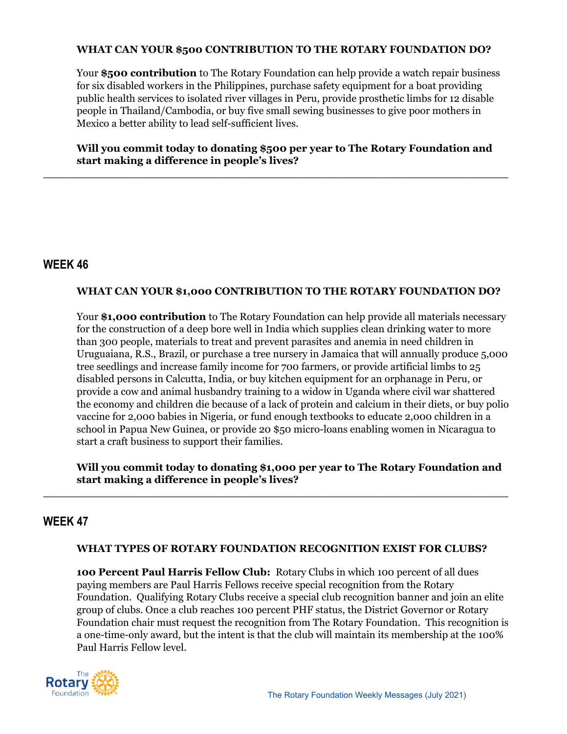**WHAT CAN YOUR $500 CONTRIBUTION TO THE ROTARY FOUNDATION DO?**

Your **$500 contribution** to The Rotary Foundation can help provide a watch repair business for six disabled workers in the Philippines, purchase safety equipment for a boat providing public health services to isolated river villages in Peru, provide prosthetic limbs for 12 disable people in Thailand/Cambodia, or buy five small sewing businesses to give poor mothers in Mexico a better ability to lead self-sufficient lives.

**Will you commit today to donating $500 per year to The Rotary Foundation and start making a difference in people's lives?**

---

## WEEK 46

**WHAT CAN YOUR $1,000 CONTRIBUTION TO THE ROTARY FOUNDATION DO?**

Your **$1,000 contribution** to The Rotary Foundation can help provide all materials necessary for the construction of a deep bore well in India which supplies clean drinking water to more than 300 people, materials to treat and prevent parasites and anemia in need children in Uruguaiana, R.S., Brazil, or purchase a tree nursery in Jamaica that will annually produce 5,000 tree seedlings and increase family income for 700 farmers, or provide artificial limbs to 25 disabled persons in Calcutta, India, or buy kitchen equipment for an orphanage in Peru, or provide a cow and animal husbandry training to a widow in Uganda where civil war shattered the economy and children die because of a lack of protein and calcium in their diets, or buy polio vaccine for 2,000 babies in Nigeria, or fund enough textbooks to educate 2,000 children in a school in Papua New Guinea, or provide 20 $50 micro-loans enabling women in Nicaragua to start a craft business to support their families.

**Will you commit today to donating $1,000 per year to The Rotary Foundation and start making a difference in people's lives?**

---

## WEEK 47

**WHAT TYPES OF ROTARY FOUNDATION RECOGNITION EXIST FOR CLUBS?**

**100 Percent Paul Harris Fellow Club:** Rotary Clubs in which 100 percent of all dues paying members are Paul Harris Fellows receive special recognition from the Rotary Foundation. Qualifying Rotary Clubs receive a special club recognition banner and join an elite group of clubs. Once a club reaches 100 percent PHF status, the District Governor or Rotary Foundation chair must request the recognition from The Rotary Foundation. This recognition is a one-time-only award, but the intent is that the club will maintain its membership at the 100% Paul Harris Fellow level.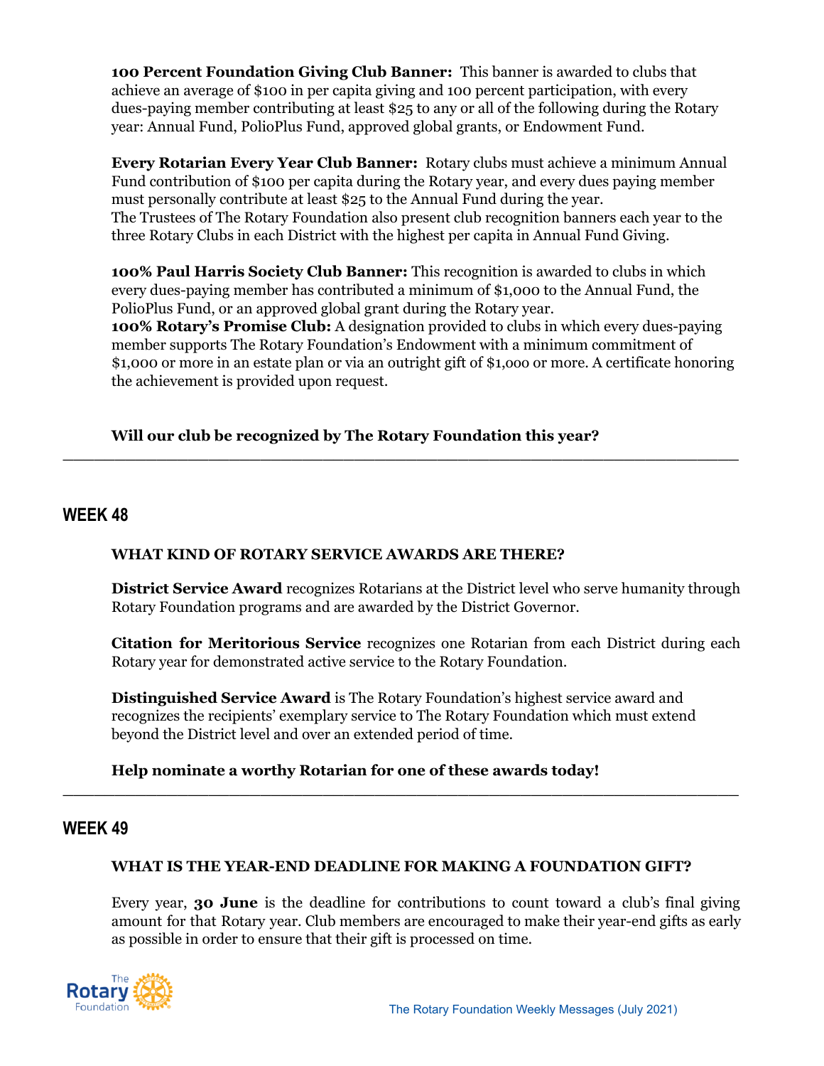**100 Percent Foundation Giving Club Banner:** This banner is awarded to clubs that achieve an average of $100 in per capita giving and 100 percent participation, with every dues-paying member contributing at least $25 to any or all of the following during the Rotary year: Annual Fund, PolioPlus Fund, approved global grants, or Endowment Fund.

**Every Rotarian Every Year Club Banner:** Rotary clubs must achieve a minimum Annual Fund contribution of $100 per capita during the Rotary year, and every dues paying member must personally contribute at least $25 to the Annual Fund during the year.
The Trustees of The Rotary Foundation also present club recognition banners each year to the three Rotary Clubs in each District with the highest per capita in Annual Fund Giving.

**100% Paul Harris Society Club Banner:** This recognition is awarded to clubs in which every dues-paying member has contributed a minimum of $1,000 to the Annual Fund, the PolioPlus Fund, or an approved global grant during the Rotary year.
**100% Rotary's Promise Club:** A designation provided to clubs in which every dues-paying member supports The Rotary Foundation's Endowment with a minimum commitment of $1,000 or more in an estate plan or via an outright gift of $1,000 or more. A certificate honoring the achievement is provided upon request.

**Will our club be recognized by The Rotary Foundation this year?**

---

## WEEK 48

**WHAT KIND OF ROTARY SERVICE AWARDS ARE THERE?**

**District Service Award** recognizes Rotarians at the District level who serve humanity through Rotary Foundation programs and are awarded by the District Governor.

**Citation for Meritorious Service** recognizes one Rotarian from each District during each Rotary year for demonstrated active service to the Rotary Foundation.

**Distinguished Service Award** is The Rotary Foundation's highest service award and recognizes the recipients' exemplary service to The Rotary Foundation which must extend beyond the District level and over an extended period of time.

**Help nominate a worthy Rotarian for one of these awards today!**

---

## WEEK 49

**WHAT IS THE YEAR-END DEADLINE FOR MAKING A FOUNDATION GIFT?**

Every year, **30 June** is the deadline for contributions to count toward a club's final giving amount for that Rotary year. Club members are encouraged to make their year-end gifts as early as possible in order to ensure that their gift is processed on time.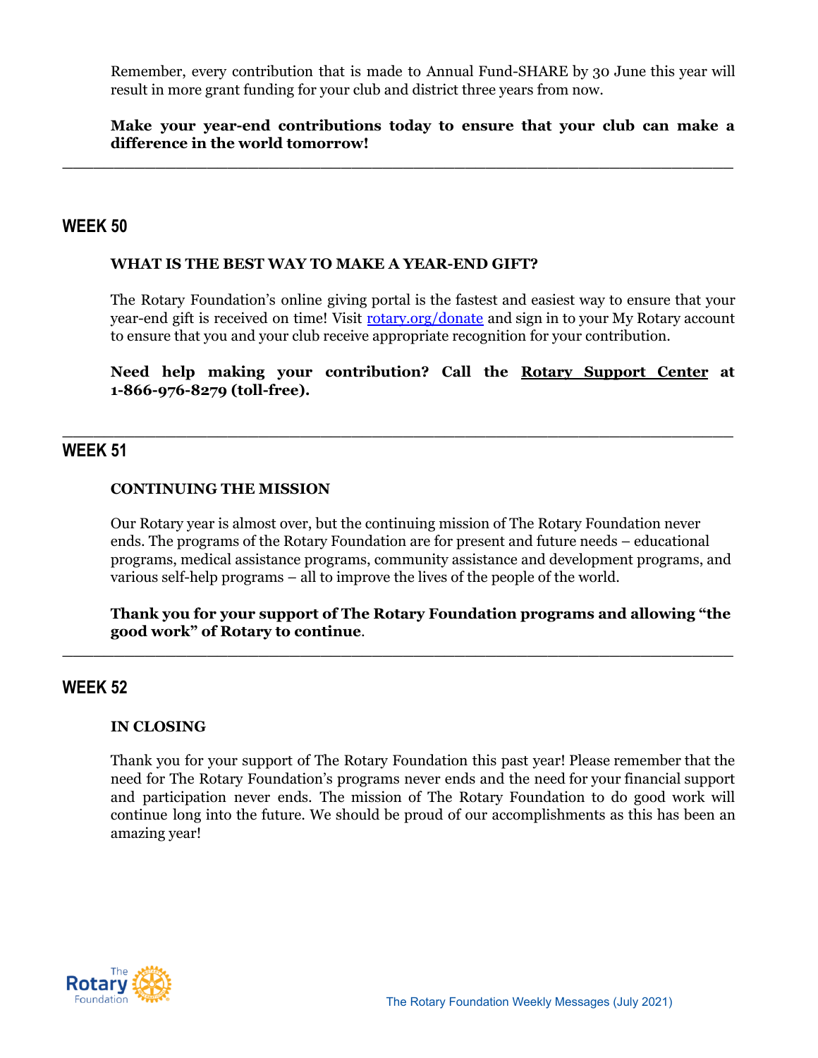Remember, every contribution that is made to Annual Fund-SHARE by 30 June this year will result in more grant funding for your club and district three years from now.

**Make your year-end contributions today to ensure that your club can make a difference in the world tomorrow!**

---

## WEEK 50

**WHAT IS THE BEST WAY TO MAKE A YEAR-END GIFT?**

The Rotary Foundation's online giving portal is the fastest and easiest way to ensure that your year-end gift is received on time! Visit rotary.org/donate and sign in to your My Rotary account to ensure that you and your club receive appropriate recognition for your contribution.

**Need help making your contribution? Call the Rotary Support Center at 1-866-976-8279 (toll-free).**

---

## WEEK 51

**CONTINUING THE MISSION**

Our Rotary year is almost over, but the continuing mission of The Rotary Foundation never ends. The programs of the Rotary Foundation are for present and future needs – educational programs, medical assistance programs, community assistance and development programs, and various self-help programs – all to improve the lives of the people of the world.

**Thank you for your support of The Rotary Foundation programs and allowing "the good work" of Rotary to continue**.

---

## WEEK 52

**IN CLOSING**

Thank you for your support of The Rotary Foundation this past year! Please remember that the need for The Rotary Foundation's programs never ends and the need for your financial support and participation never ends. The mission of The Rotary Foundation to do good work will continue long into the future. We should be proud of our accomplishments as this has been an amazing year!